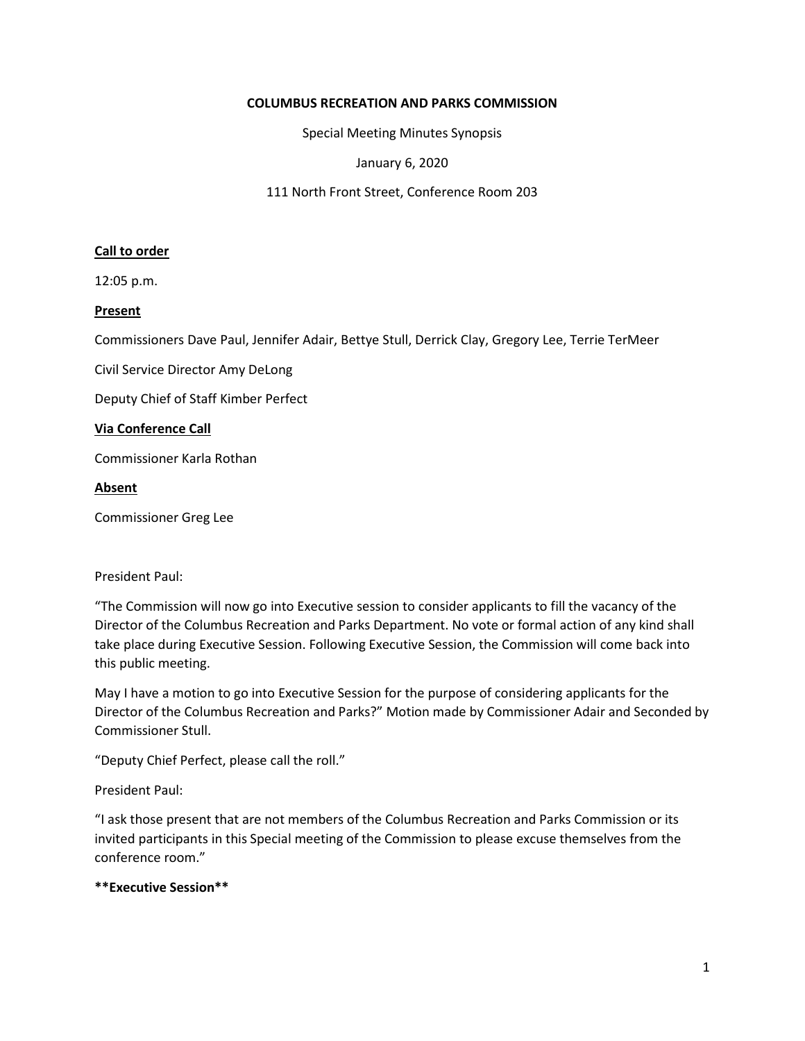**COLUMBUS RECREATION AND PARKS COMMISSION**

Special Meeting Minutes Synopsis

January 6, 2020

111 North Front Street, Conference Room 203

**Call to order**

12:05 p.m.

**Present**

Commissioners Dave Paul, Jennifer Adair, Bettye Stull, Derrick Clay, Gregory Lee, Terrie TerMeer

Civil Service Director Amy DeLong

Deputy Chief of Staff Kimber Perfect

**Via Conference Call**

Commissioner Karla Rothan

**Absent**

Commissioner Greg Lee

President Paul:

"The Commission will now go into Executive session to consider applicants to fill the vacancy of the Director of the Columbus Recreation and Parks Department. No vote or formal action of any kind shall take place during Executive Session. Following Executive Session, the Commission will come back into this public meeting.

May I have a motion to go into Executive Session for the purpose of considering applicants for the Director of the Columbus Recreation and Parks?" Motion made by Commissioner Adair and Seconded by Commissioner Stull.

"Deputy Chief Perfect, please call the roll."

President Paul:

"I ask those present that are not members of the Columbus Recreation and Parks Commission or its invited participants in this Special meeting of the Commission to please excuse themselves from the conference room."

**\*\*Executive Session\*\***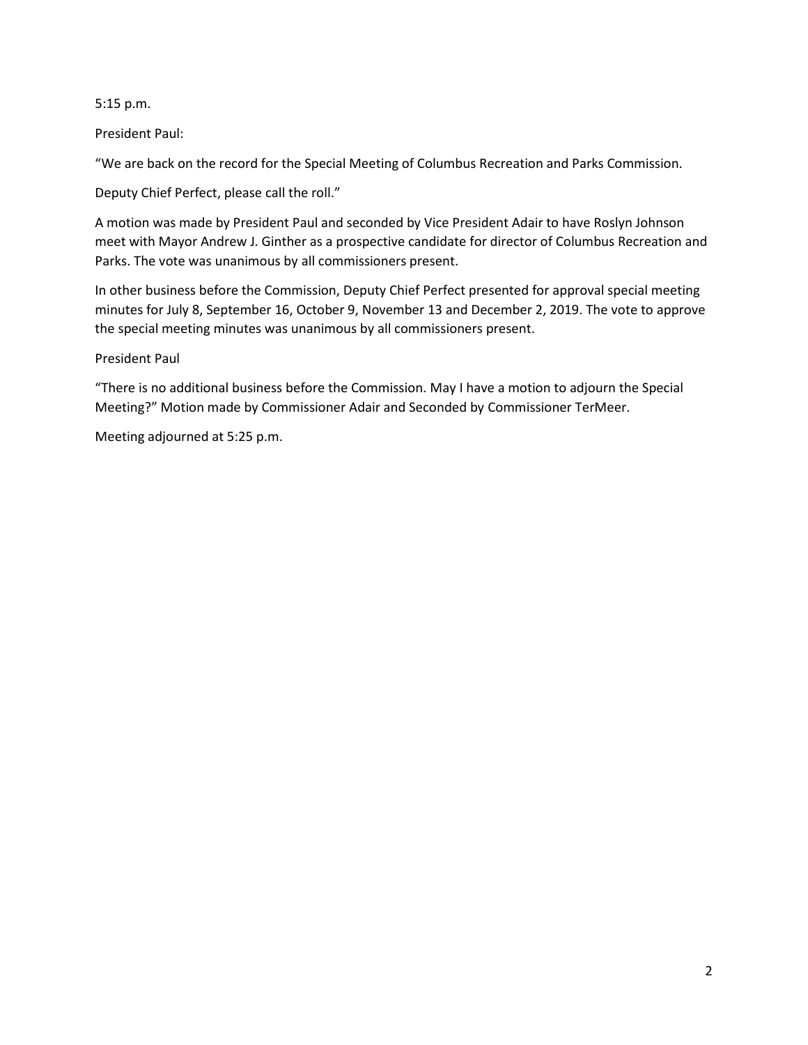5:15 p.m.

President Paul:

"We are back on the record for the Special Meeting of Columbus Recreation and Parks Commission.

Deputy Chief Perfect, please call the roll."

A motion was made by President Paul and seconded by Vice President Adair to have Roslyn Johnson meet with Mayor Andrew J. Ginther as a prospective candidate for director of Columbus Recreation and Parks. The vote was unanimous by all commissioners present.

In other business before the Commission, Deputy Chief Perfect presented for approval special meeting minutes for July 8, September 16, October 9, November 13 and December 2, 2019. The vote to approve the special meeting minutes was unanimous by all commissioners present.

President Paul

"There is no additional business before the Commission. May I have a motion to adjourn the Special Meeting?" Motion made by Commissioner Adair and Seconded by Commissioner TerMeer.

Meeting adjourned at 5:25 p.m.